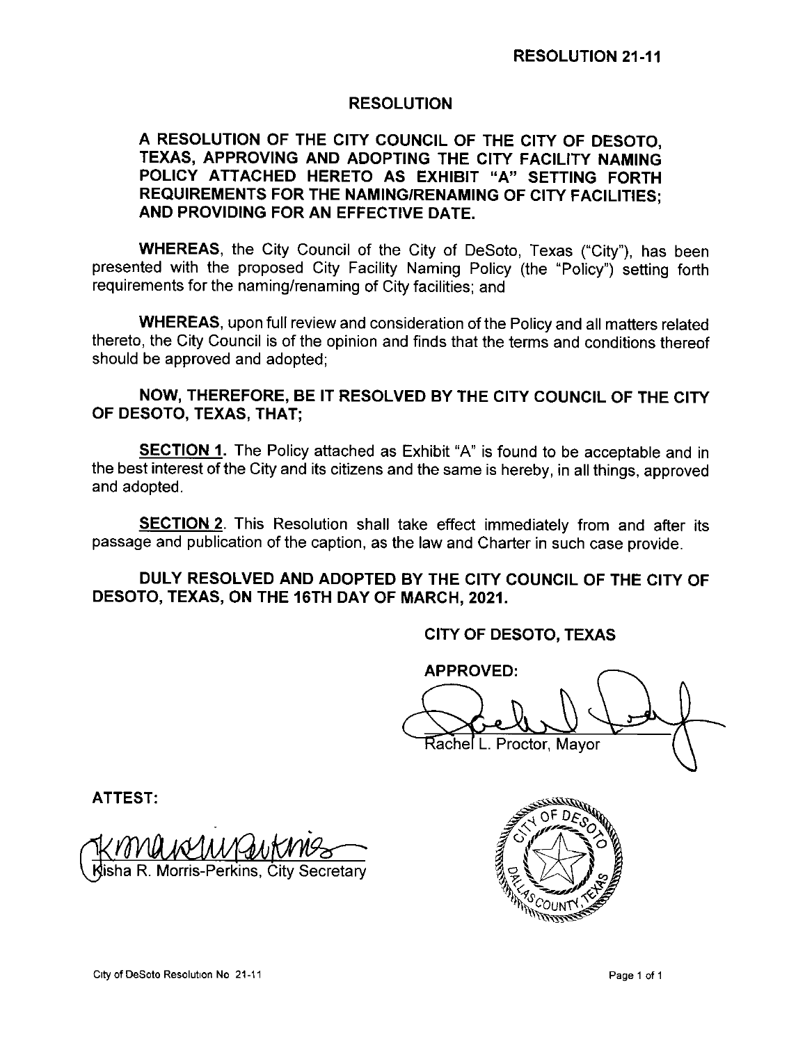**RESOLUTION 21-11**

## RESOLUTION

**A RESOLUTION OF THE CITY COUNCIL OF THE CITY OF DESOTO, TEXAS, APPROVING AND ADOPTING THE CITY FACILITY NAMING POLICY ATTACHED HERETO AS EXHIBIT "A" SETTING FORTH REQUIREMENTS FOR THE NAMING/RENAMING OF CITY FACILITIES; AND PROVIDING FOR AN EFFECTIVE DATE.**

**WHEREAS**, the City Council of the City of DeSoto, Texas ("City"), has been presented with the proposed City Facility Naming Policy (the "Policy") setting forth requirements for the naming/renaming of City facilities; and

**WHEREAS**, upon full review and consideration of the Policy and all matters related thereto, the City Council is of the opinion and finds that the terms and conditions thereof should be approved and adopted;

**NOW, THEREFORE, BE IT RESOLVED BY THE CITY COUNCIL OF THE CITY OF DESOTO, TEXAS, THAT;**

**SECTION 1.** The Policy attached as Exhibit "A" is found to be acceptable and in the best interest of the City and its citizens and the same is hereby, in all things, approved and adopted.

**SECTION 2**. This Resolution shall take effect immediately from and after its passage and publication of the caption, as the law and Charter in such case provide.

**DULY RESOLVED AND ADOPTED BY THE CITY COUNCIL OF THE CITY OF DESOTO, TEXAS, ON THE 16TH DAY OF MARCH, 2021.**

**CITY OF DESOTO, TEXAS**

**APPROVED:**

Rachel L. Proctor, Mayor

**ATTEST:**

Kisha R. Morris-Perkins, City Secretary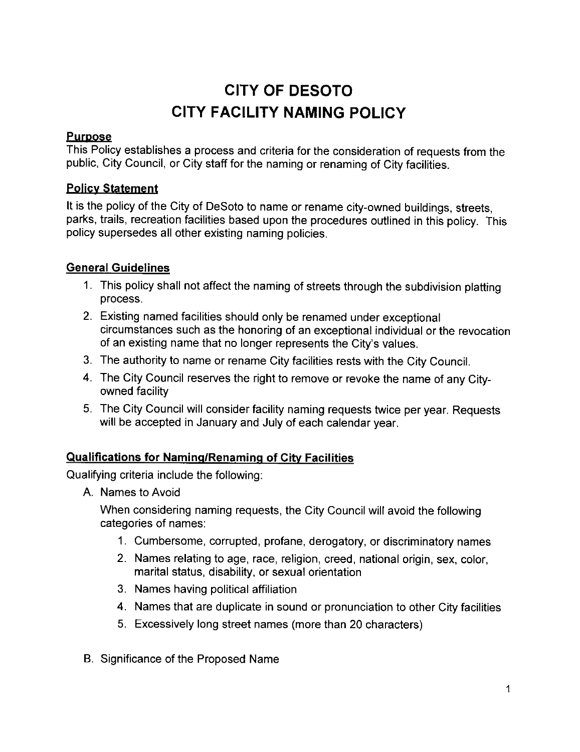# CITY OF DESOTO
# CITY FACILITY NAMING POLICY

## Purpose

This Policy establishes a process and criteria for the consideration of requests from the public, City Council, or City staff for the naming or renaming of City facilities.

## Policy Statement

It is the policy of the City of DeSoto to name or rename city-owned buildings, streets, parks, trails, recreation facilities based upon the procedures outlined in this policy. This policy supersedes all other existing naming policies.

## General Guidelines

1. This policy shall not affect the naming of streets through the subdivision platting process.
2. Existing named facilities should only be renamed under exceptional circumstances such as the honoring of an exceptional individual or the revocation of an existing name that no longer represents the City's values.
3. The authority to name or rename City facilities rests with the City Council.
4. The City Council reserves the right to remove or revoke the name of any City-owned facility
5. The City Council will consider facility naming requests twice per year. Requests will be accepted in January and July of each calendar year.

## Qualifications for Naming/Renaming of City Facilities

Qualifying criteria include the following:

A. Names to Avoid

   When considering naming requests, the City Council will avoid the following categories of names:

   1. Cumbersome, corrupted, profane, derogatory, or discriminatory names
   2. Names relating to age, race, religion, creed, national origin, sex, color, marital status, disability, or sexual orientation
   3. Names having political affiliation
   4. Names that are duplicate in sound or pronunciation to other City facilities
   5. Excessively long street names (more than 20 characters)

B. Significance of the Proposed Name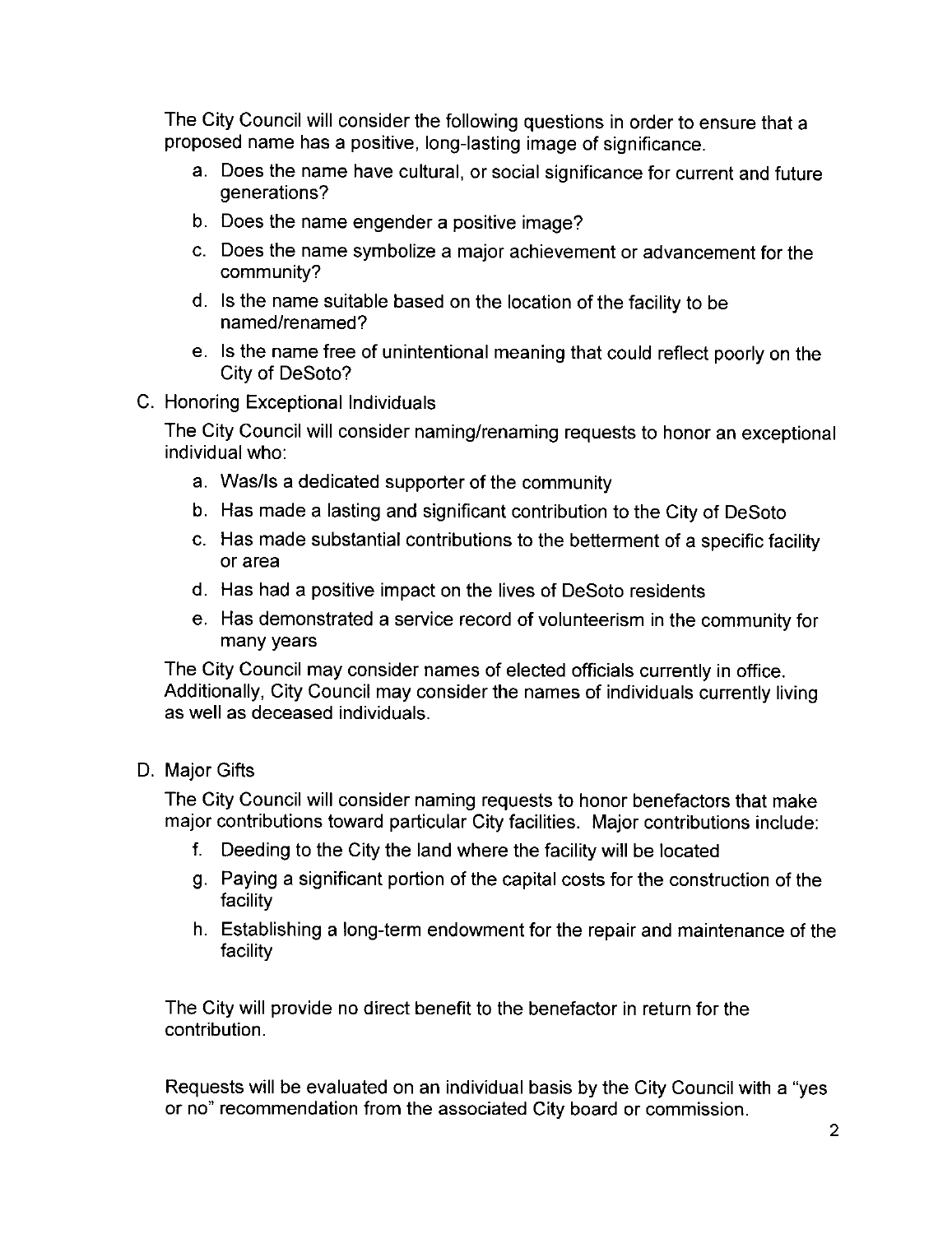The City Council will consider the following questions in order to ensure that a proposed name has a positive, long-lasting image of significance.

a. Does the name have cultural, or social significance for current and future generations?
b. Does the name engender a positive image?
c. Does the name symbolize a major achievement or advancement for the community?
d. Is the name suitable based on the location of the facility to be named/renamed?
e. Is the name free of unintentional meaning that could reflect poorly on the City of DeSoto?

C. Honoring Exceptional Individuals

The City Council will consider naming/renaming requests to honor an exceptional individual who:

a. Was/Is a dedicated supporter of the community
b. Has made a lasting and significant contribution to the City of DeSoto
c. Has made substantial contributions to the betterment of a specific facility or area
d. Has had a positive impact on the lives of DeSoto residents
e. Has demonstrated a service record of volunteerism in the community for many years

The City Council may consider names of elected officials currently in office. Additionally, City Council may consider the names of individuals currently living as well as deceased individuals.

D. Major Gifts

The City Council will consider naming requests to honor benefactors that make major contributions toward particular City facilities. Major contributions include:

f. Deeding to the City the land where the facility will be located
g. Paying a significant portion of the capital costs for the construction of the facility
h. Establishing a long-term endowment for the repair and maintenance of the facility

The City will provide no direct benefit to the benefactor in return for the contribution.

Requests will be evaluated on an individual basis by the City Council with a "yes or no" recommendation from the associated City board or commission.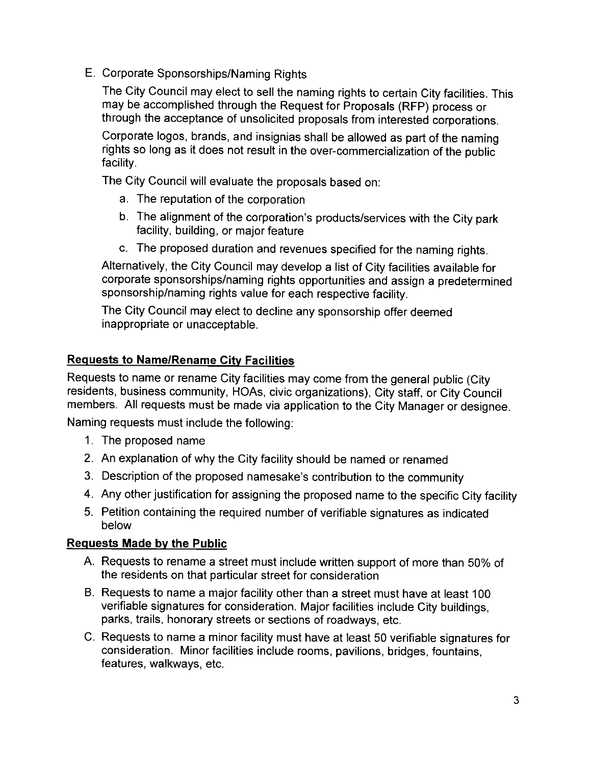E. Corporate Sponsorships/Naming Rights

The City Council may elect to sell the naming rights to certain City facilities. This may be accomplished through the Request for Proposals (RFP) process or through the acceptance of unsolicited proposals from interested corporations.

Corporate logos, brands, and insignias shall be allowed as part of the naming rights so long as it does not result in the over-commercialization of the public facility.

The City Council will evaluate the proposals based on:

a. The reputation of the corporation
b. The alignment of the corporation's products/services with the City park facility, building, or major feature
c. The proposed duration and revenues specified for the naming rights.

Alternatively, the City Council may develop a list of City facilities available for corporate sponsorships/naming rights opportunities and assign a predetermined sponsorship/naming rights value for each respective facility.

The City Council may elect to decline any sponsorship offer deemed inappropriate or unacceptable.

## Requests to Name/Rename City Facilities

Requests to name or rename City facilities may come from the general public (City residents, business community, HOAs, civic organizations), City staff, or City Council members. All requests must be made via application to the City Manager or designee.

Naming requests must include the following:

1. The proposed name
2. An explanation of why the City facility should be named or renamed
3. Description of the proposed namesake's contribution to the community
4. Any other justification for assigning the proposed name to the specific City facility
5. Petition containing the required number of verifiable signatures as indicated below

## Requests Made by the Public

A. Requests to rename a street must include written support of more than 50% of the residents on that particular street for consideration

B. Requests to name a major facility other than a street must have at least 100 verifiable signatures for consideration. Major facilities include City buildings, parks, trails, honorary streets or sections of roadways, etc.

C. Requests to name a minor facility must have at least 50 verifiable signatures for consideration. Minor facilities include rooms, pavilions, bridges, fountains, features, walkways, etc.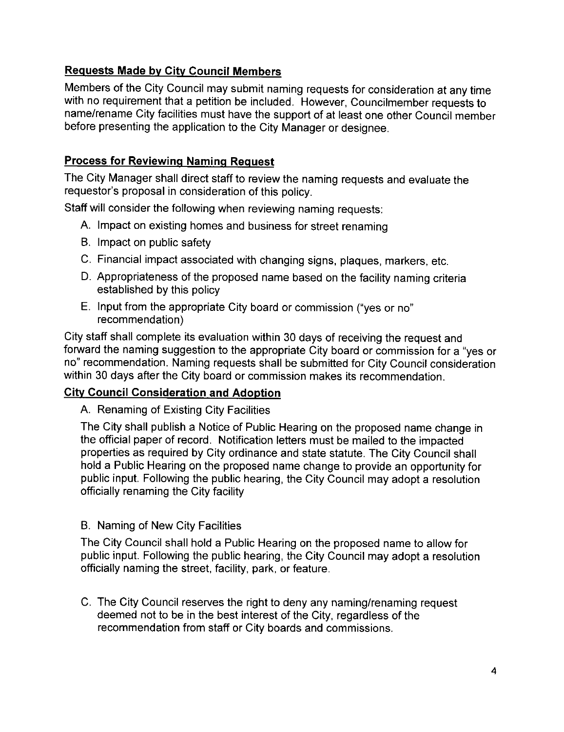## Requests Made by City Council Members

Members of the City Council may submit naming requests for consideration at any time with no requirement that a petition be included. However, Councilmember requests to name/rename City facilities must have the support of at least one other Council member before presenting the application to the City Manager or designee.

## Process for Reviewing Naming Request

The City Manager shall direct staff to review the naming requests and evaluate the requestor's proposal in consideration of this policy.

Staff will consider the following when reviewing naming requests:

A. Impact on existing homes and business for street renaming
B. Impact on public safety
C. Financial impact associated with changing signs, plaques, markers, etc.
D. Appropriateness of the proposed name based on the facility naming criteria established by this policy
E. Input from the appropriate City board or commission ("yes or no" recommendation)

City staff shall complete its evaluation within 30 days of receiving the request and forward the naming suggestion to the appropriate City board or commission for a "yes or no" recommendation. Naming requests shall be submitted for City Council consideration within 30 days after the City board or commission makes its recommendation.

## City Council Consideration and Adoption

A. Renaming of Existing City Facilities

The City shall publish a Notice of Public Hearing on the proposed name change in the official paper of record. Notification letters must be mailed to the impacted properties as required by City ordinance and state statute. The City Council shall hold a Public Hearing on the proposed name change to provide an opportunity for public input. Following the public hearing, the City Council may adopt a resolution officially renaming the City facility

B. Naming of New City Facilities

The City Council shall hold a Public Hearing on the proposed name to allow for public input. Following the public hearing, the City Council may adopt a resolution officially naming the street, facility, park, or feature.

C. The City Council reserves the right to deny any naming/renaming request deemed not to be in the best interest of the City, regardless of the recommendation from staff or City boards and commissions.